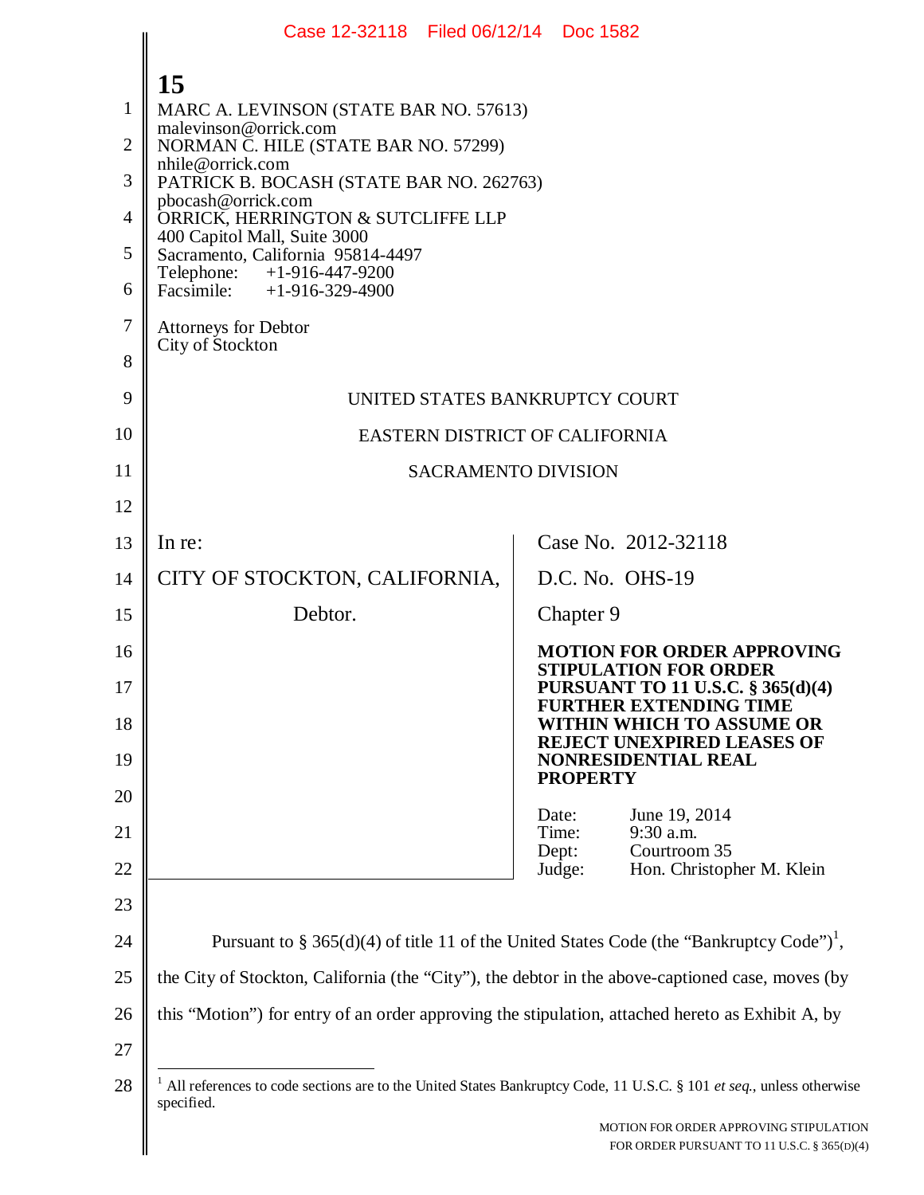MARC A. LEVINSON (STATE BAR NO. 57613)
malevinson@orrick.com
NORMAN C. HILE (STATE BAR NO. 57299)
nhile@orrick.com
PATRICK B. BOCASH (STATE BAR NO. 262763)
pbocash@orrick.com
ORRICK, HERRINGTON & SUTCLIFFE LLP
400 Capitol Mall, Suite 3000
Sacramento, California 95814-4497
Telephone: +1-916-447-9200
Facsimile: +1-916-329-4900

Attorneys for Debtor
City of Stockton

UNITED STATES BANKRUPTCY COURT

EASTERN DISTRICT OF CALIFORNIA

SACRAMENTO DIVISION

| | |
|---|---|
| In re:<br><br>CITY OF STOCKTON, CALIFORNIA,<br><br>Debtor. | Case No. 2012-32118<br><br>D.C. No. OHS-19<br><br>Chapter 9<br><br>**MOTION FOR ORDER APPROVING STIPULATION FOR ORDER PURSUANT TO 11 U.S.C. § 365(d)(4) FURTHER EXTENDING TIME WITHIN WHICH TO ASSUME OR REJECT UNEXPIRED LEASES OF NONRESIDENTIAL REAL PROPERTY**<br><br>Date: June 19, 2014<br>Time: 9:30 a.m.<br>Dept: Courtroom 35<br>Judge: Hon. Christopher M. Klein |

Pursuant to § 365(d)(4) of title 11 of the United States Code (the "Bankruptcy Code")[1], the City of Stockton, California (the "City"), the debtor in the above-captioned case, moves (by this "Motion") for entry of an order approving the stipulation, attached hereto as Exhibit A, by

[1] All references to code sections are to the United States Bankruptcy Code, 11 U.S.C. § 101 *et seq.*, unless otherwise specified.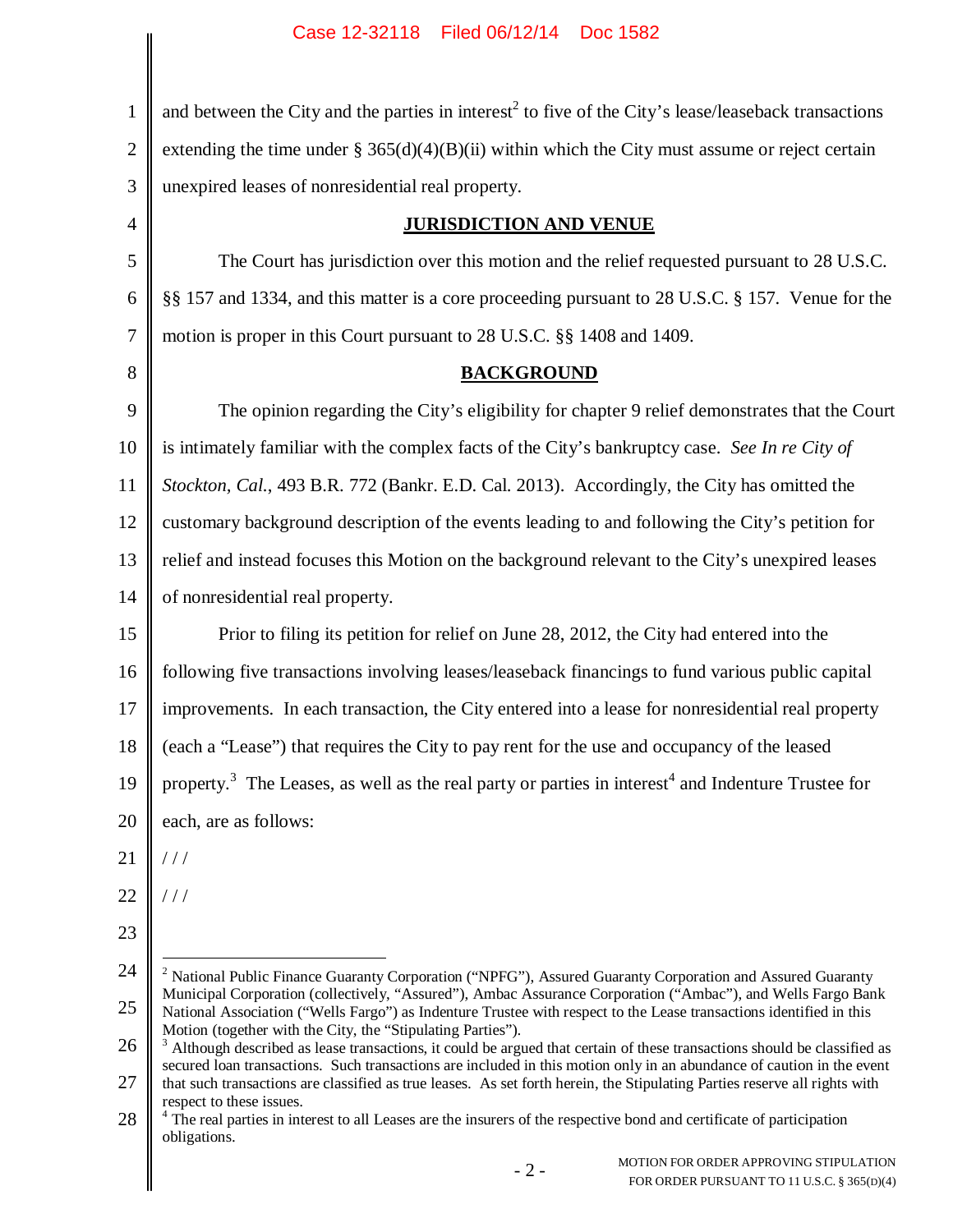and between the City and the parties in interest[2] to five of the City's lease/leaseback transactions extending the time under § 365(d)(4)(B)(ii) within which the City must assume or reject certain unexpired leases of nonresidential real property.

## JURISDICTION AND VENUE

The Court has jurisdiction over this motion and the relief requested pursuant to 28 U.S.C. §§ 157 and 1334, and this matter is a core proceeding pursuant to 28 U.S.C. § 157. Venue for the motion is proper in this Court pursuant to 28 U.S.C. §§ 1408 and 1409.

## BACKGROUND

The opinion regarding the City's eligibility for chapter 9 relief demonstrates that the Court is intimately familiar with the complex facts of the City's bankruptcy case. *See In re City of Stockton, Cal.*, 493 B.R. 772 (Bankr. E.D. Cal. 2013). Accordingly, the City has omitted the customary background description of the events leading to and following the City's petition for relief and instead focuses this Motion on the background relevant to the City's unexpired leases of nonresidential real property.

Prior to filing its petition for relief on June 28, 2012, the City had entered into the following five transactions involving leases/leaseback financings to fund various public capital improvements. In each transaction, the City entered into a lease for nonresidential real property (each a "Lease") that requires the City to pay rent for the use and occupancy of the leased property.[3] The Leases, as well as the real party or parties in interest[4] and Indenture Trustee for each, are as follows:

/ / /

/ / /

---

[2] National Public Finance Guaranty Corporation ("NPFG"), Assured Guaranty Corporation and Assured Guaranty Municipal Corporation (collectively, "Assured"), Ambac Assurance Corporation ("Ambac"), and Wells Fargo Bank National Association ("Wells Fargo") as Indenture Trustee with respect to the Lease transactions identified in this Motion (together with the City, the "Stipulating Parties").

[3] Although described as lease transactions, it could be argued that certain of these transactions should be classified as secured loan transactions. Such transactions are included in this motion only in an abundance of caution in the event that such transactions are classified as true leases. As set forth herein, the Stipulating Parties reserve all rights with respect to these issues.

[4] The real parties in interest to all Leases are the insurers of the respective bond and certificate of participation obligations.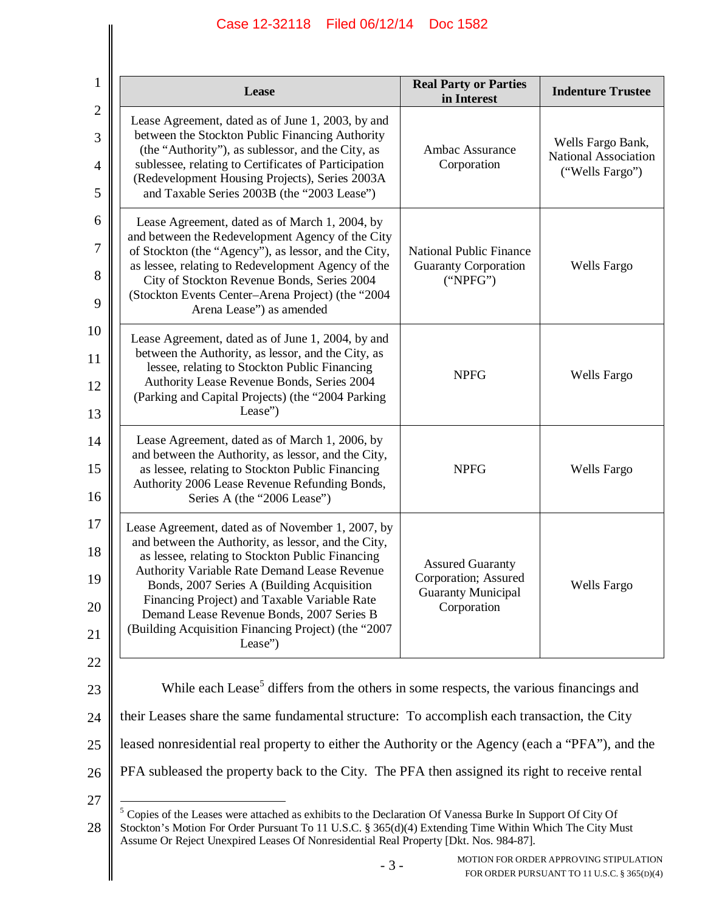| Lease | Real Party or Parties in Interest | Indenture Trustee |
|---|---|---|
| Lease Agreement, dated as of June 1, 2003, by and between the Stockton Public Financing Authority (the "Authority"), as sublessor, and the City, as sublessee, relating to Certificates of Participation (Redevelopment Housing Projects), Series 2003A and Taxable Series 2003B (the "2003 Lease") | Ambac Assurance Corporation | Wells Fargo Bank, National Association ("Wells Fargo") |
| Lease Agreement, dated as of March 1, 2004, by and between the Redevelopment Agency of the City of Stockton (the "Agency"), as lessor, and the City, as lessee, relating to Redevelopment Agency of the City of Stockton Revenue Bonds, Series 2004 (Stockton Events Center–Arena Project) (the "2004 Arena Lease") as amended | National Public Finance Guaranty Corporation ("NPFG") | Wells Fargo |
| Lease Agreement, dated as of June 1, 2004, by and between the Authority, as lessor, and the City, as lessee, relating to Stockton Public Financing Authority Lease Revenue Bonds, Series 2004 (Parking and Capital Projects) (the "2004 Parking Lease") | NPFG | Wells Fargo |
| Lease Agreement, dated as of March 1, 2006, by and between the Authority, as lessor, and the City, as lessee, relating to Stockton Public Financing Authority 2006 Lease Revenue Refunding Bonds, Series A (the "2006 Lease") | NPFG | Wells Fargo |
| Lease Agreement, dated as of November 1, 2007, by and between the Authority, as lessor, and the City, as lessee, relating to Stockton Public Financing Authority Variable Rate Demand Lease Revenue Bonds, 2007 Series A (Building Acquisition Financing Project) and Taxable Variable Rate Demand Lease Revenue Bonds, 2007 Series B (Building Acquisition Financing Project) (the "2007 Lease") | Assured Guaranty Corporation; Assured Guaranty Municipal Corporation | Wells Fargo |

While each Lease[5] differs from the others in some respects, the various financings and their Leases share the same fundamental structure: To accomplish each transaction, the City leased nonresidential real property to either the Authority or the Agency (each a "PFA"), and the PFA subleased the property back to the City. The PFA then assigned its right to receive rental

[5] Copies of the Leases were attached as exhibits to the Declaration Of Vanessa Burke In Support Of City Of Stockton's Motion For Order Pursuant To 11 U.S.C. § 365(d)(4) Extending Time Within Which The City Must Assume Or Reject Unexpired Leases Of Nonresidential Real Property [Dkt. Nos. 984-87].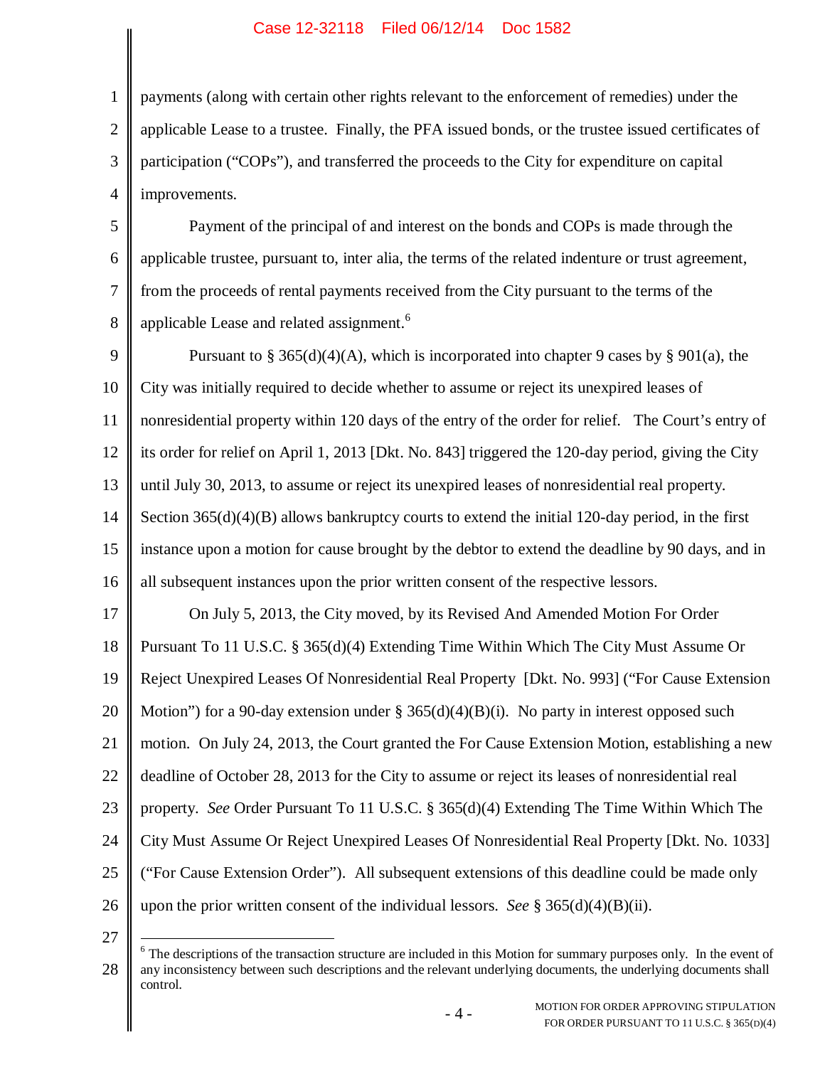payments (along with certain other rights relevant to the enforcement of remedies) under the applicable Lease to a trustee. Finally, the PFA issued bonds, or the trustee issued certificates of participation ("COPs"), and transferred the proceeds to the City for expenditure on capital improvements.

Payment of the principal of and interest on the bonds and COPs is made through the applicable trustee, pursuant to, inter alia, the terms of the related indenture or trust agreement, from the proceeds of rental payments received from the City pursuant to the terms of the applicable Lease and related assignment.[6]

Pursuant to § 365(d)(4)(A), which is incorporated into chapter 9 cases by § 901(a), the City was initially required to decide whether to assume or reject its unexpired leases of nonresidential property within 120 days of the entry of the order for relief. The Court's entry of its order for relief on April 1, 2013 [Dkt. No. 843] triggered the 120-day period, giving the City until July 30, 2013, to assume or reject its unexpired leases of nonresidential real property. Section 365(d)(4)(B) allows bankruptcy courts to extend the initial 120-day period, in the first instance upon a motion for cause brought by the debtor to extend the deadline by 90 days, and in all subsequent instances upon the prior written consent of the respective lessors.

On July 5, 2013, the City moved, by its Revised And Amended Motion For Order Pursuant To 11 U.S.C. § 365(d)(4) Extending Time Within Which The City Must Assume Or Reject Unexpired Leases Of Nonresidential Real Property [Dkt. No. 993] ("For Cause Extension Motion") for a 90-day extension under § 365(d)(4)(B)(i). No party in interest opposed such motion. On July 24, 2013, the Court granted the For Cause Extension Motion, establishing a new deadline of October 28, 2013 for the City to assume or reject its leases of nonresidential real property. *See* Order Pursuant To 11 U.S.C. § 365(d)(4) Extending The Time Within Which The City Must Assume Or Reject Unexpired Leases Of Nonresidential Real Property [Dkt. No. 1033] ("For Cause Extension Order"). All subsequent extensions of this deadline could be made only upon the prior written consent of the individual lessors. *See* § 365(d)(4)(B)(ii).

---

[6] The descriptions of the transaction structure are included in this Motion for summary purposes only. In the event of any inconsistency between such descriptions and the relevant underlying documents, the underlying documents shall control.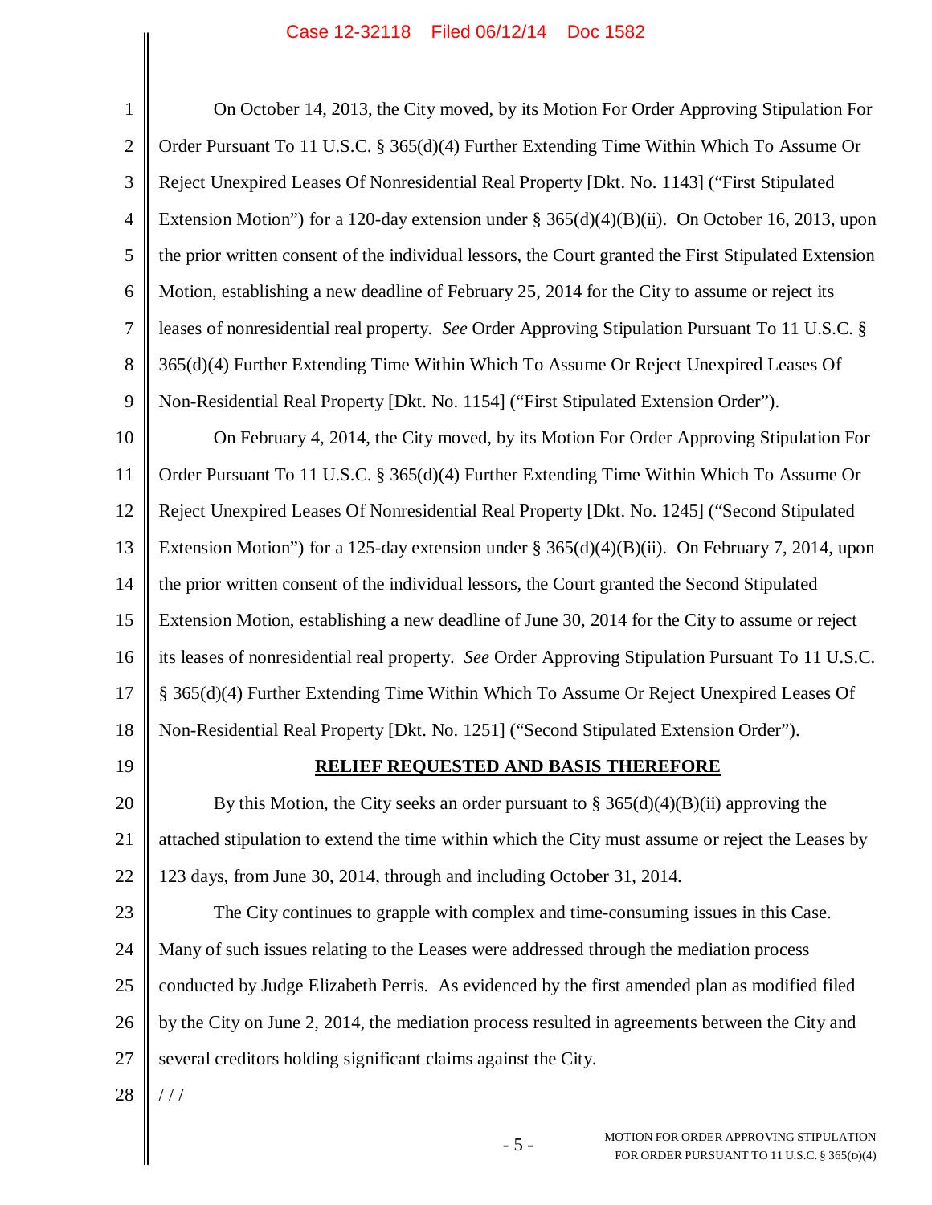On October 14, 2013, the City moved, by its Motion For Order Approving Stipulation For Order Pursuant To 11 U.S.C. § 365(d)(4) Further Extending Time Within Which To Assume Or Reject Unexpired Leases Of Nonresidential Real Property [Dkt. No. 1143] ("First Stipulated Extension Motion") for a 120-day extension under § 365(d)(4)(B)(ii). On October 16, 2013, upon the prior written consent of the individual lessors, the Court granted the First Stipulated Extension Motion, establishing a new deadline of February 25, 2014 for the City to assume or reject its leases of nonresidential real property. *See* Order Approving Stipulation Pursuant To 11 U.S.C. § 365(d)(4) Further Extending Time Within Which To Assume Or Reject Unexpired Leases Of Non-Residential Real Property [Dkt. No. 1154] ("First Stipulated Extension Order").

On February 4, 2014, the City moved, by its Motion For Order Approving Stipulation For Order Pursuant To 11 U.S.C. § 365(d)(4) Further Extending Time Within Which To Assume Or Reject Unexpired Leases Of Nonresidential Real Property [Dkt. No. 1245] ("Second Stipulated Extension Motion") for a 125-day extension under § 365(d)(4)(B)(ii). On February 7, 2014, upon the prior written consent of the individual lessors, the Court granted the Second Stipulated Extension Motion, establishing a new deadline of June 30, 2014 for the City to assume or reject its leases of nonresidential real property. *See* Order Approving Stipulation Pursuant To 11 U.S.C. § 365(d)(4) Further Extending Time Within Which To Assume Or Reject Unexpired Leases Of Non-Residential Real Property [Dkt. No. 1251] ("Second Stipulated Extension Order").

## RELIEF REQUESTED AND BASIS THEREFORE

By this Motion, the City seeks an order pursuant to § 365(d)(4)(B)(ii) approving the attached stipulation to extend the time within which the City must assume or reject the Leases by 123 days, from June 30, 2014, through and including October 31, 2014.

The City continues to grapple with complex and time-consuming issues in this Case. Many of such issues relating to the Leases were addressed through the mediation process conducted by Judge Elizabeth Perris. As evidenced by the first amended plan as modified filed by the City on June 2, 2014, the mediation process resulted in agreements between the City and several creditors holding significant claims against the City.

/ / /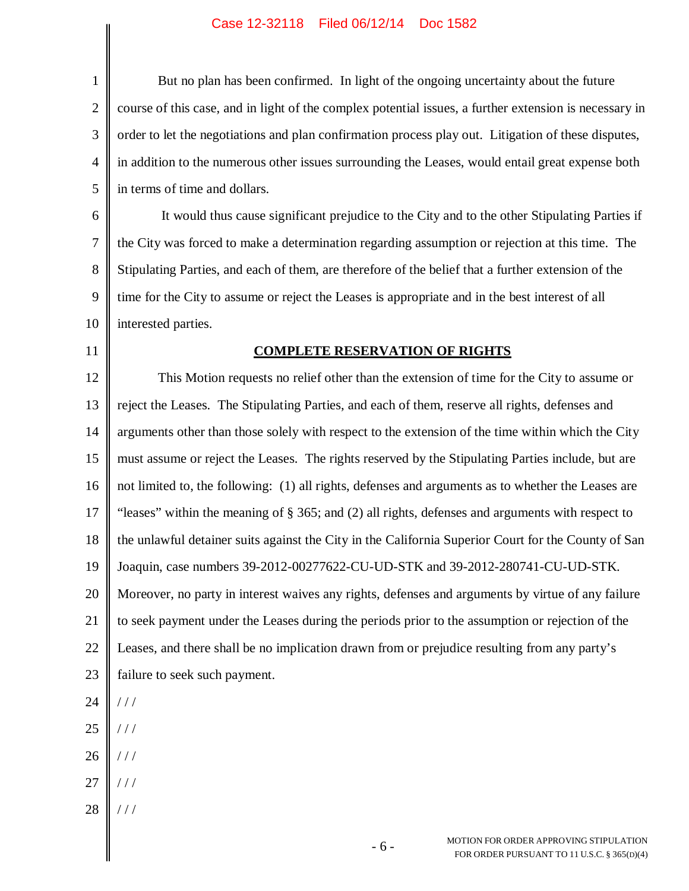But no plan has been confirmed. In light of the ongoing uncertainty about the future course of this case, and in light of the complex potential issues, a further extension is necessary in order to let the negotiations and plan confirmation process play out. Litigation of these disputes, in addition to the numerous other issues surrounding the Leases, would entail great expense both in terms of time and dollars.

It would thus cause significant prejudice to the City and to the other Stipulating Parties if the City was forced to make a determination regarding assumption or rejection at this time. The Stipulating Parties, and each of them, are therefore of the belief that a further extension of the time for the City to assume or reject the Leases is appropriate and in the best interest of all interested parties.

## COMPLETE RESERVATION OF RIGHTS

This Motion requests no relief other than the extension of time for the City to assume or reject the Leases. The Stipulating Parties, and each of them, reserve all rights, defenses and arguments other than those solely with respect to the extension of the time within which the City must assume or reject the Leases. The rights reserved by the Stipulating Parties include, but are not limited to, the following: (1) all rights, defenses and arguments as to whether the Leases are "leases" within the meaning of § 365; and (2) all rights, defenses and arguments with respect to the unlawful detainer suits against the City in the California Superior Court for the County of San Joaquin, case numbers 39-2012-00277622-CU-UD-STK and 39-2012-280741-CU-UD-STK. Moreover, no party in interest waives any rights, defenses and arguments by virtue of any failure to seek payment under the Leases during the periods prior to the assumption or rejection of the Leases, and there shall be no implication drawn from or prejudice resulting from any party's failure to seek such payment.

/ / /

/ / /

/ / /

/ / /

/ / /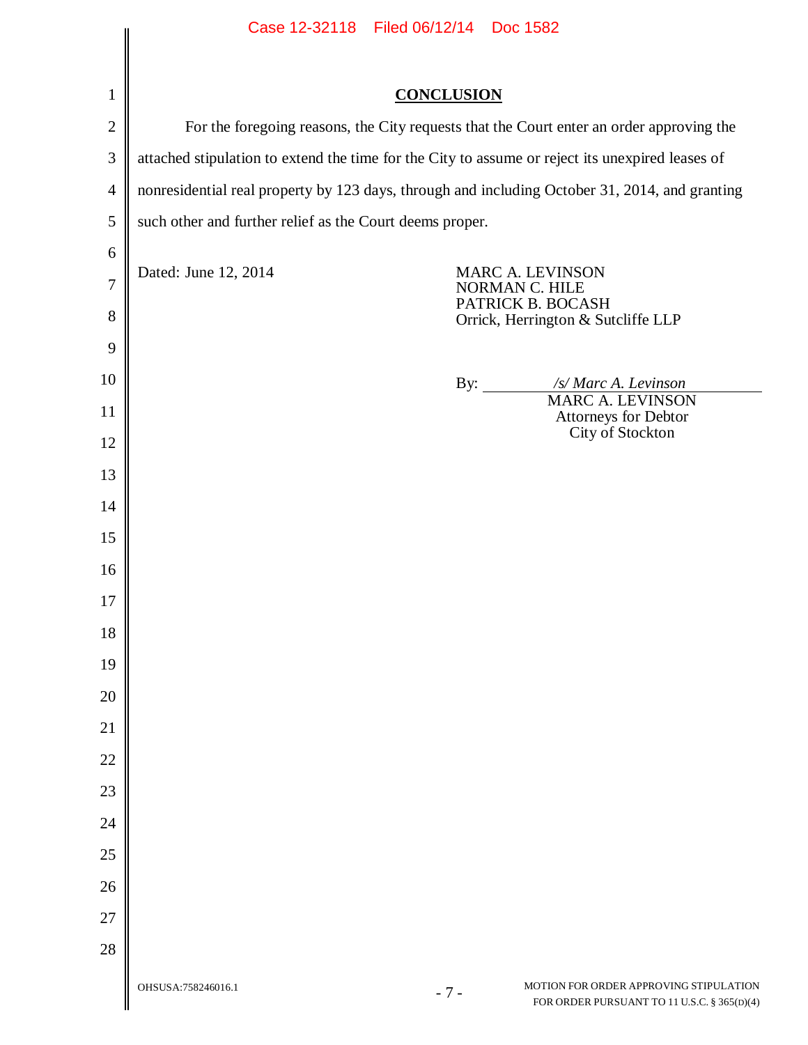## CONCLUSION

For the foregoing reasons, the City requests that the Court enter an order approving the attached stipulation to extend the time for the City to assume or reject its unexpired leases of nonresidential real property by 123 days, through and including October 31, 2014, and granting such other and further relief as the Court deems proper.

Dated: June 12, 2014

MARC A. LEVINSON
NORMAN C. HILE
PATRICK B. BOCASH
Orrick, Herrington & Sutcliffe LLP

By: *_/s/ Marc A. Levinson_*
MARC A. LEVINSON
Attorneys for Debtor
City of Stockton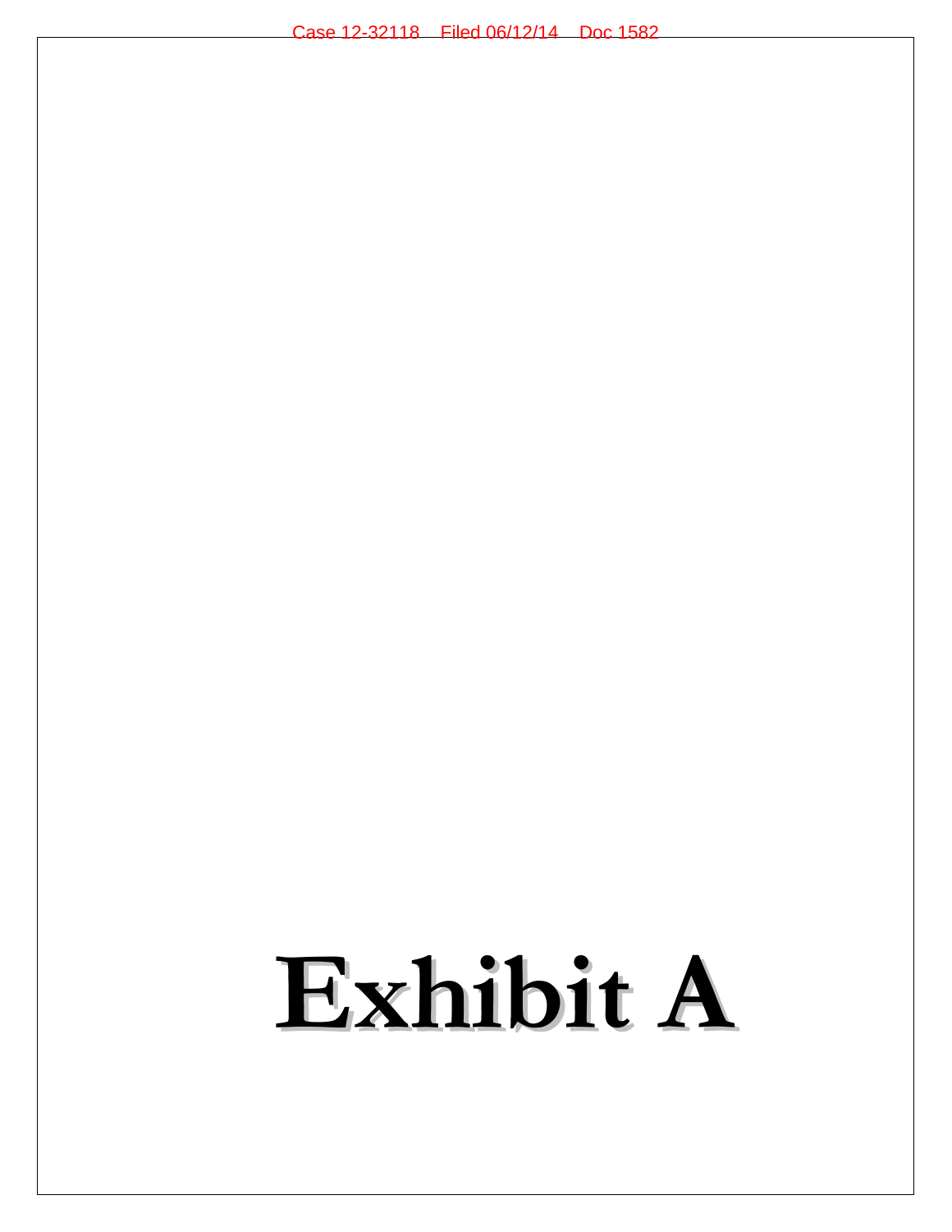# Exhibit A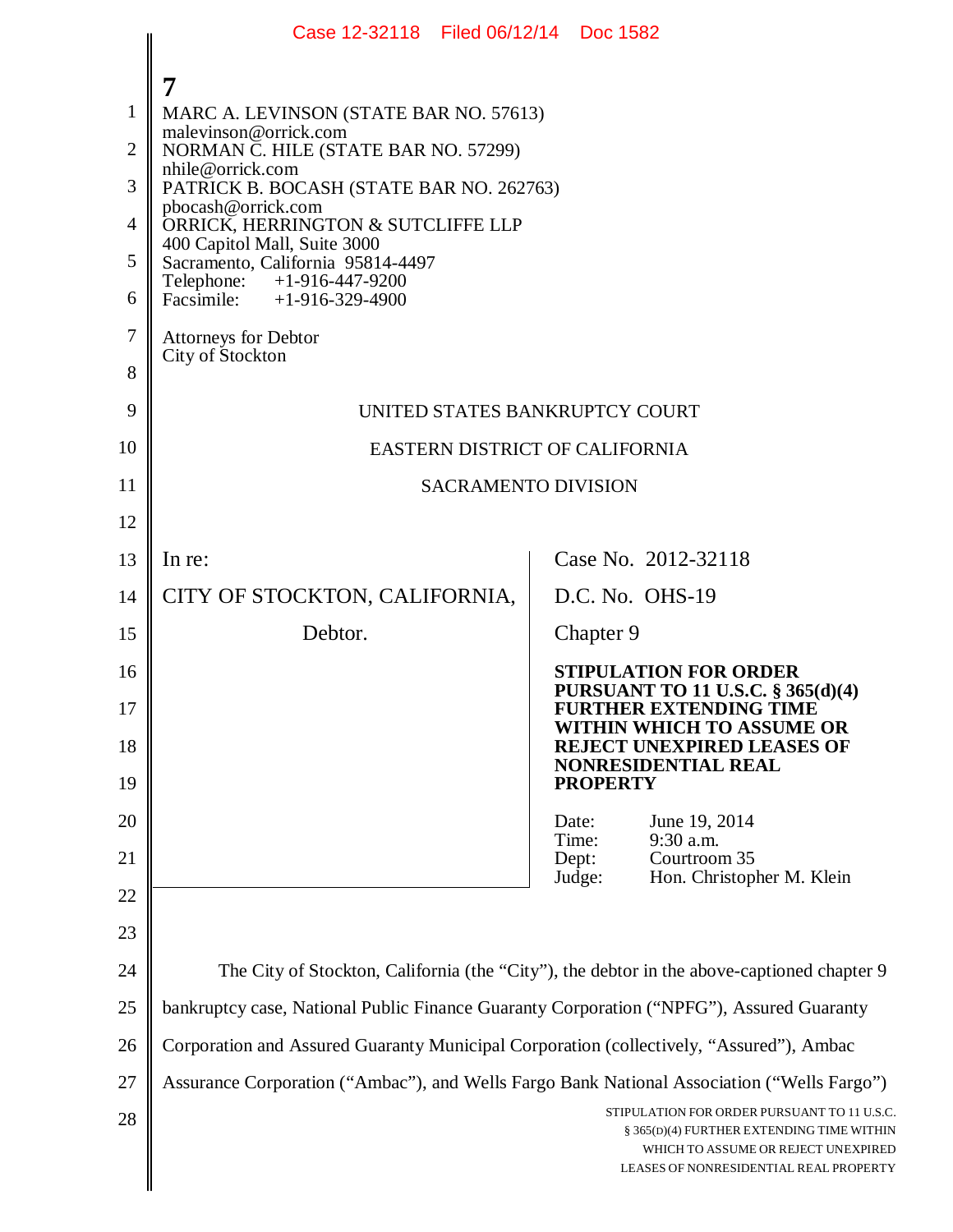7

MARC A. LEVINSON (STATE BAR NO. 57613)
malevinson@orrick.com
NORMAN C. HILE (STATE BAR NO. 57299)
nhile@orrick.com
PATRICK B. BOCASH (STATE BAR NO. 262763)
pbocash@orrick.com
ORRICK, HERRINGTON & SUTCLIFFE LLP
400 Capitol Mall, Suite 3000
Sacramento, California 95814-4497
Telephone: +1-916-447-9200
Facsimile: +1-916-329-4900

Attorneys for Debtor
City of Stockton

UNITED STATES BANKRUPTCY COURT

EASTERN DISTRICT OF CALIFORNIA

SACRAMENTO DIVISION

In re:

CITY OF STOCKTON, CALIFORNIA,

Debtor.

Case No. 2012-32118

D.C. No. OHS-19

Chapter 9

**STIPULATION FOR ORDER PURSUANT TO 11 U.S.C. § 365(d)(4) FURTHER EXTENDING TIME WITHIN WHICH TO ASSUME OR REJECT UNEXPIRED LEASES OF NONRESIDENTIAL REAL PROPERTY**

Date: June 19, 2014
Time: 9:30 a.m.
Dept: Courtroom 35
Judge: Hon. Christopher M. Klein

The City of Stockton, California (the "City"), the debtor in the above-captioned chapter 9 bankruptcy case, National Public Finance Guaranty Corporation ("NPFG"), Assured Guaranty Corporation and Assured Guaranty Municipal Corporation (collectively, "Assured"), Ambac Assurance Corporation ("Ambac"), and Wells Fargo Bank National Association ("Wells Fargo")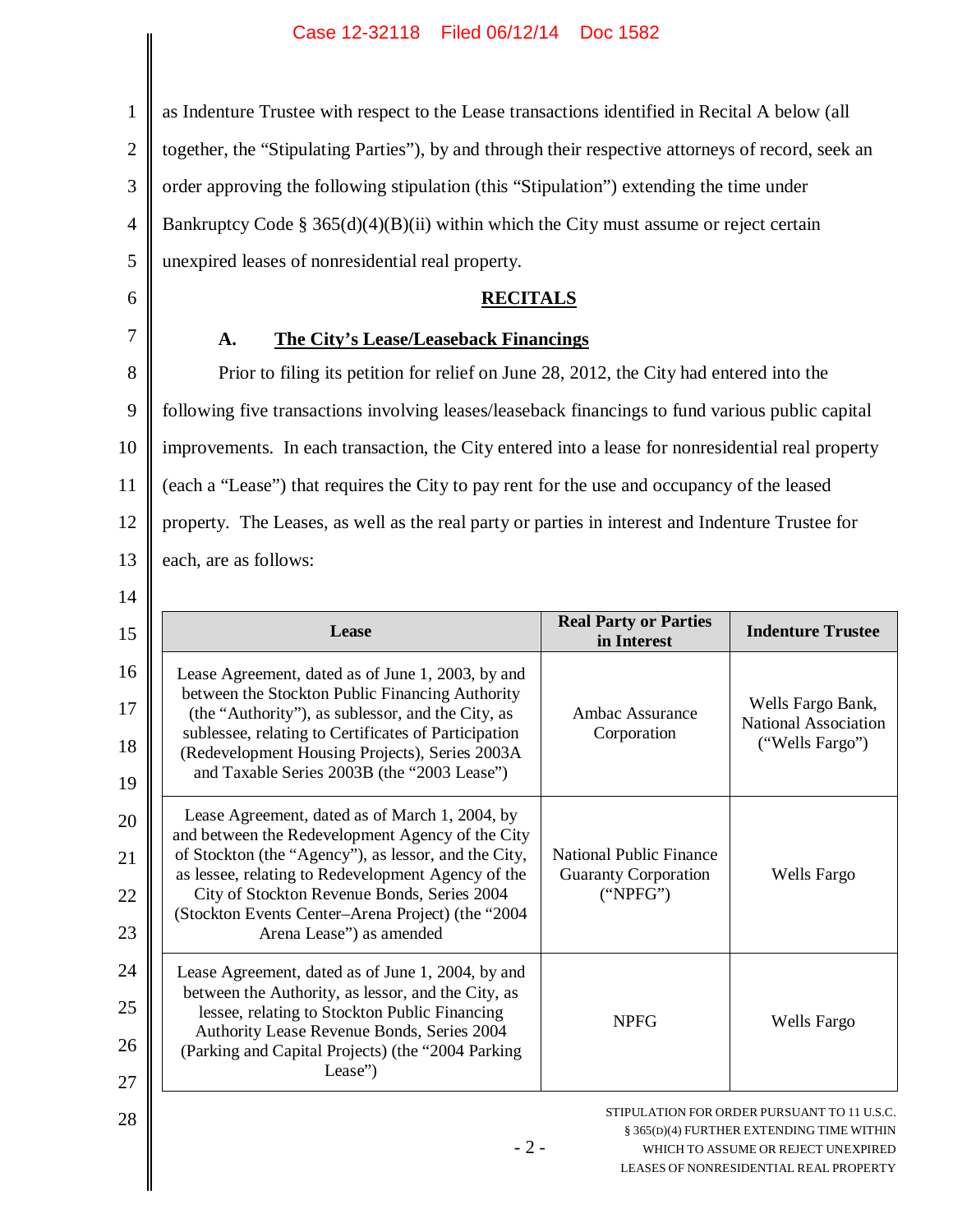as Indenture Trustee with respect to the Lease transactions identified in Recital A below (all together, the "Stipulating Parties"), by and through their respective attorneys of record, seek an order approving the following stipulation (this "Stipulation") extending the time under Bankruptcy Code § 365(d)(4)(B)(ii) within which the City must assume or reject certain unexpired leases of nonresidential real property.

## RECITALS

### A. The City's Lease/Leaseback Financings

Prior to filing its petition for relief on June 28, 2012, the City had entered into the following five transactions involving leases/leaseback financings to fund various public capital improvements. In each transaction, the City entered into a lease for nonresidential real property (each a "Lease") that requires the City to pay rent for the use and occupancy of the leased property. The Leases, as well as the real party or parties in interest and Indenture Trustee for each, are as follows:

| Lease | Real Party or Parties in Interest | Indenture Trustee |
|---|---|---|
| Lease Agreement, dated as of June 1, 2003, by and between the Stockton Public Financing Authority (the "Authority"), as sublessor, and the City, as sublessee, relating to Certificates of Participation (Redevelopment Housing Projects), Series 2003A and Taxable Series 2003B (the "2003 Lease") | Ambac Assurance Corporation | Wells Fargo Bank, National Association ("Wells Fargo") |
| Lease Agreement, dated as of March 1, 2004, by and between the Redevelopment Agency of the City of Stockton (the "Agency"), as lessor, and the City, as lessee, relating to Redevelopment Agency of the City of Stockton Revenue Bonds, Series 2004 (Stockton Events Center–Arena Project) (the "2004 Arena Lease") as amended | National Public Finance Guaranty Corporation ("NPFG") | Wells Fargo |
| Lease Agreement, dated as of June 1, 2004, by and between the Authority, as lessor, and the City, as lessee, relating to Stockton Public Financing Authority Lease Revenue Bonds, Series 2004 (Parking and Capital Projects) (the "2004 Parking Lease") | NPFG | Wells Fargo |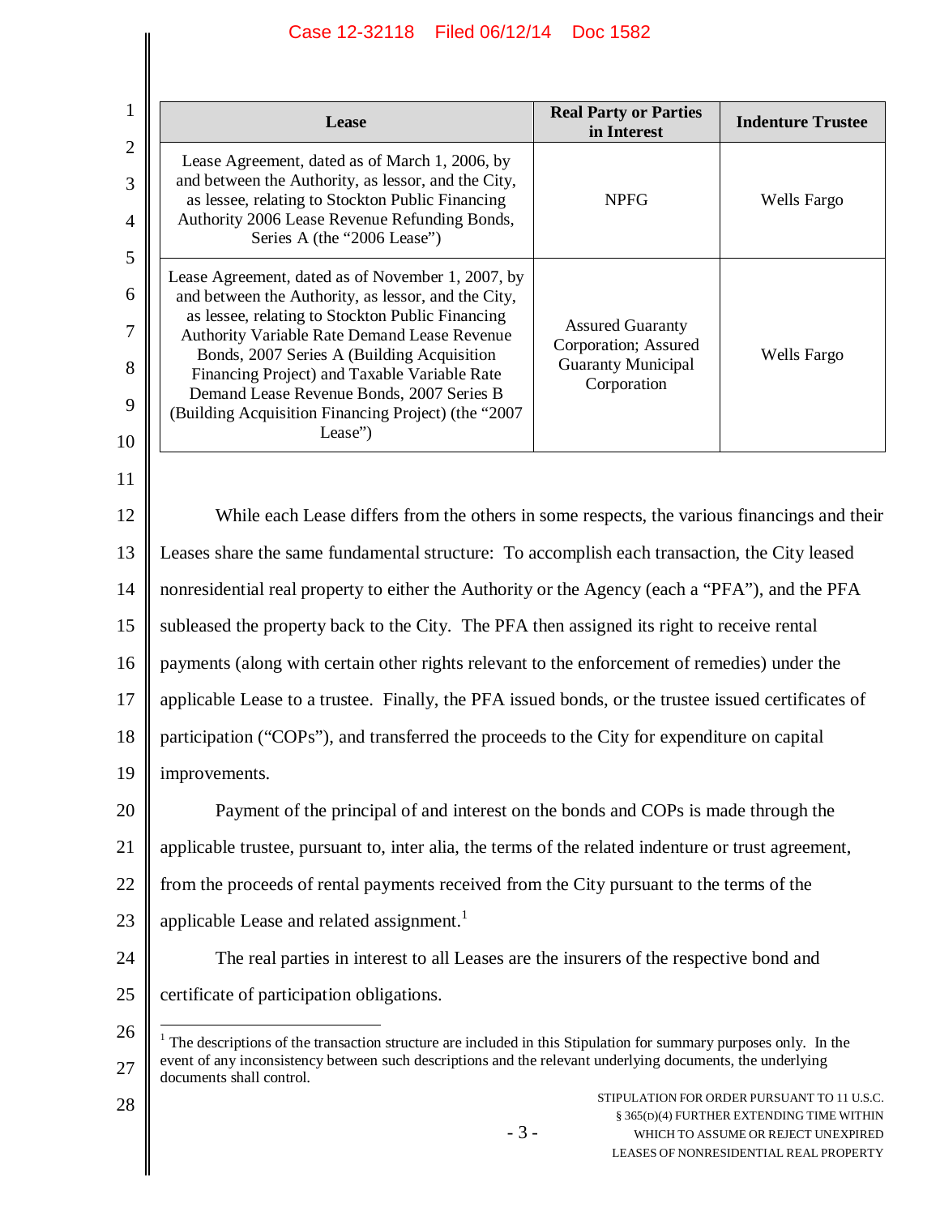| Lease | Real Party or Parties in Interest | Indenture Trustee |
|---|---|---|
| Lease Agreement, dated as of March 1, 2006, by and between the Authority, as lessor, and the City, as lessee, relating to Stockton Public Financing Authority 2006 Lease Revenue Refunding Bonds, Series A (the "2006 Lease") | NPFG | Wells Fargo |
| Lease Agreement, dated as of November 1, 2007, by and between the Authority, as lessor, and the City, as lessee, relating to Stockton Public Financing Authority Variable Rate Demand Lease Revenue Bonds, 2007 Series A (Building Acquisition Financing Project) and Taxable Variable Rate Demand Lease Revenue Bonds, 2007 Series B (Building Acquisition Financing Project) (the "2007 Lease") | Assured Guaranty Corporation; Assured Guaranty Municipal Corporation | Wells Fargo |

While each Lease differs from the others in some respects, the various financings and their Leases share the same fundamental structure: To accomplish each transaction, the City leased nonresidential real property to either the Authority or the Agency (each a "PFA"), and the PFA subleased the property back to the City. The PFA then assigned its right to receive rental payments (along with certain other rights relevant to the enforcement of remedies) under the applicable Lease to a trustee. Finally, the PFA issued bonds, or the trustee issued certificates of participation ("COPs"), and transferred the proceeds to the City for expenditure on capital improvements.

Payment of the principal of and interest on the bonds and COPs is made through the applicable trustee, pursuant to, inter alia, the terms of the related indenture or trust agreement, from the proceeds of rental payments received from the City pursuant to the terms of the applicable Lease and related assignment.[1]

The real parties in interest to all Leases are the insurers of the respective bond and certificate of participation obligations.

[1] The descriptions of the transaction structure are included in this Stipulation for summary purposes only. In the event of any inconsistency between such descriptions and the relevant underlying documents, the underlying documents shall control.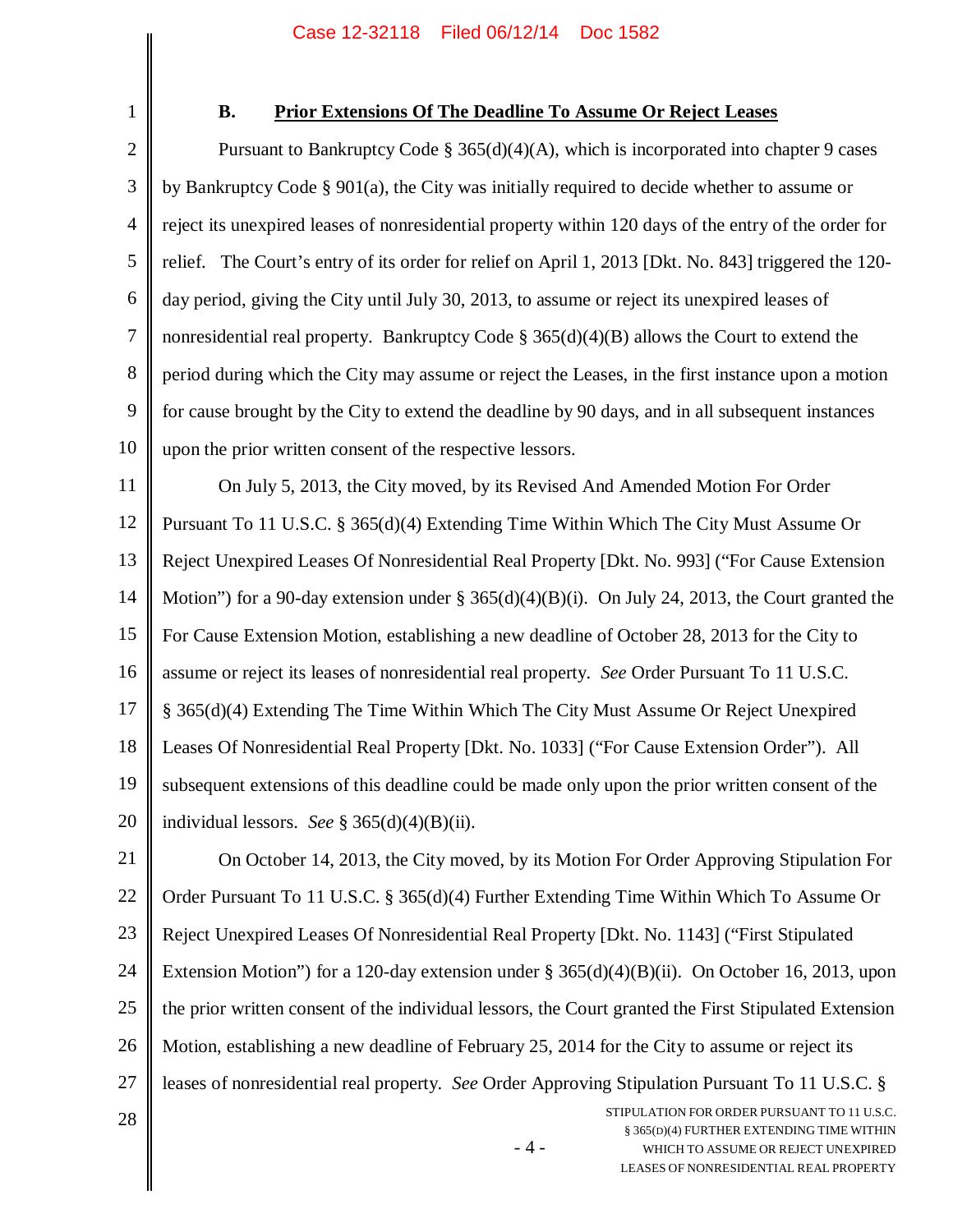### B. Prior Extensions Of The Deadline To Assume Or Reject Leases

Pursuant to Bankruptcy Code § 365(d)(4)(A), which is incorporated into chapter 9 cases by Bankruptcy Code § 901(a), the City was initially required to decide whether to assume or reject its unexpired leases of nonresidential property within 120 days of the entry of the order for relief. The Court's entry of its order for relief on April 1, 2013 [Dkt. No. 843] triggered the 120-day period, giving the City until July 30, 2013, to assume or reject its unexpired leases of nonresidential real property. Bankruptcy Code § 365(d)(4)(B) allows the Court to extend the period during which the City may assume or reject the Leases, in the first instance upon a motion for cause brought by the City to extend the deadline by 90 days, and in all subsequent instances upon the prior written consent of the respective lessors.

On July 5, 2013, the City moved, by its Revised And Amended Motion For Order Pursuant To 11 U.S.C. § 365(d)(4) Extending Time Within Which The City Must Assume Or Reject Unexpired Leases Of Nonresidential Real Property [Dkt. No. 993] ("For Cause Extension Motion") for a 90-day extension under § 365(d)(4)(B)(i). On July 24, 2013, the Court granted the For Cause Extension Motion, establishing a new deadline of October 28, 2013 for the City to assume or reject its leases of nonresidential real property. *See* Order Pursuant To 11 U.S.C. § 365(d)(4) Extending The Time Within Which The City Must Assume Or Reject Unexpired Leases Of Nonresidential Real Property [Dkt. No. 1033] ("For Cause Extension Order"). All subsequent extensions of this deadline could be made only upon the prior written consent of the individual lessors. *See* § 365(d)(4)(B)(ii).

On October 14, 2013, the City moved, by its Motion For Order Approving Stipulation For Order Pursuant To 11 U.S.C. § 365(d)(4) Further Extending Time Within Which To Assume Or Reject Unexpired Leases Of Nonresidential Real Property [Dkt. No. 1143] ("First Stipulated Extension Motion") for a 120-day extension under § 365(d)(4)(B)(ii). On October 16, 2013, upon the prior written consent of the individual lessors, the Court granted the First Stipulated Extension Motion, establishing a new deadline of February 25, 2014 for the City to assume or reject its leases of nonresidential real property. *See* Order Approving Stipulation Pursuant To 11 U.S.C. §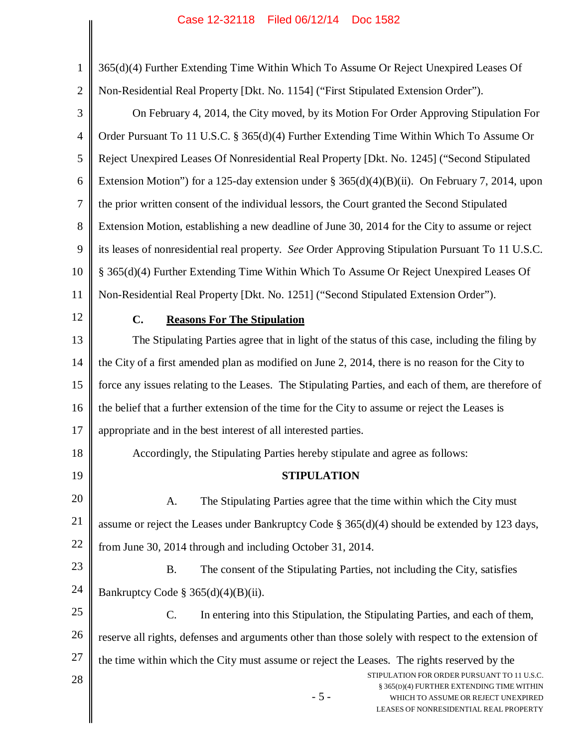365(d)(4) Further Extending Time Within Which To Assume Or Reject Unexpired Leases Of Non-Residential Real Property [Dkt. No. 1154] ("First Stipulated Extension Order").

On February 4, 2014, the City moved, by its Motion For Order Approving Stipulation For Order Pursuant To 11 U.S.C. § 365(d)(4) Further Extending Time Within Which To Assume Or Reject Unexpired Leases Of Nonresidential Real Property [Dkt. No. 1245] ("Second Stipulated Extension Motion") for a 125-day extension under § 365(d)(4)(B)(ii). On February 7, 2014, upon the prior written consent of the individual lessors, the Court granted the Second Stipulated Extension Motion, establishing a new deadline of June 30, 2014 for the City to assume or reject its leases of nonresidential real property. *See* Order Approving Stipulation Pursuant To 11 U.S.C. § 365(d)(4) Further Extending Time Within Which To Assume Or Reject Unexpired Leases Of Non-Residential Real Property [Dkt. No. 1251] ("Second Stipulated Extension Order").

### C. **Reasons For The Stipulation**

The Stipulating Parties agree that in light of the status of this case, including the filing by the City of a first amended plan as modified on June 2, 2014, there is no reason for the City to force any issues relating to the Leases. The Stipulating Parties, and each of them, are therefore of the belief that a further extension of the time for the City to assume or reject the Leases is appropriate and in the best interest of all interested parties.

Accordingly, the Stipulating Parties hereby stipulate and agree as follows:

## STIPULATION

A. The Stipulating Parties agree that the time within which the City must assume or reject the Leases under Bankruptcy Code § 365(d)(4) should be extended by 123 days, from June 30, 2014 through and including October 31, 2014.

B. The consent of the Stipulating Parties, not including the City, satisfies Bankruptcy Code § 365(d)(4)(B)(ii).

C. In entering into this Stipulation, the Stipulating Parties, and each of them, reserve all rights, defenses and arguments other than those solely with respect to the extension of the time within which the City must assume or reject the Leases. The rights reserved by the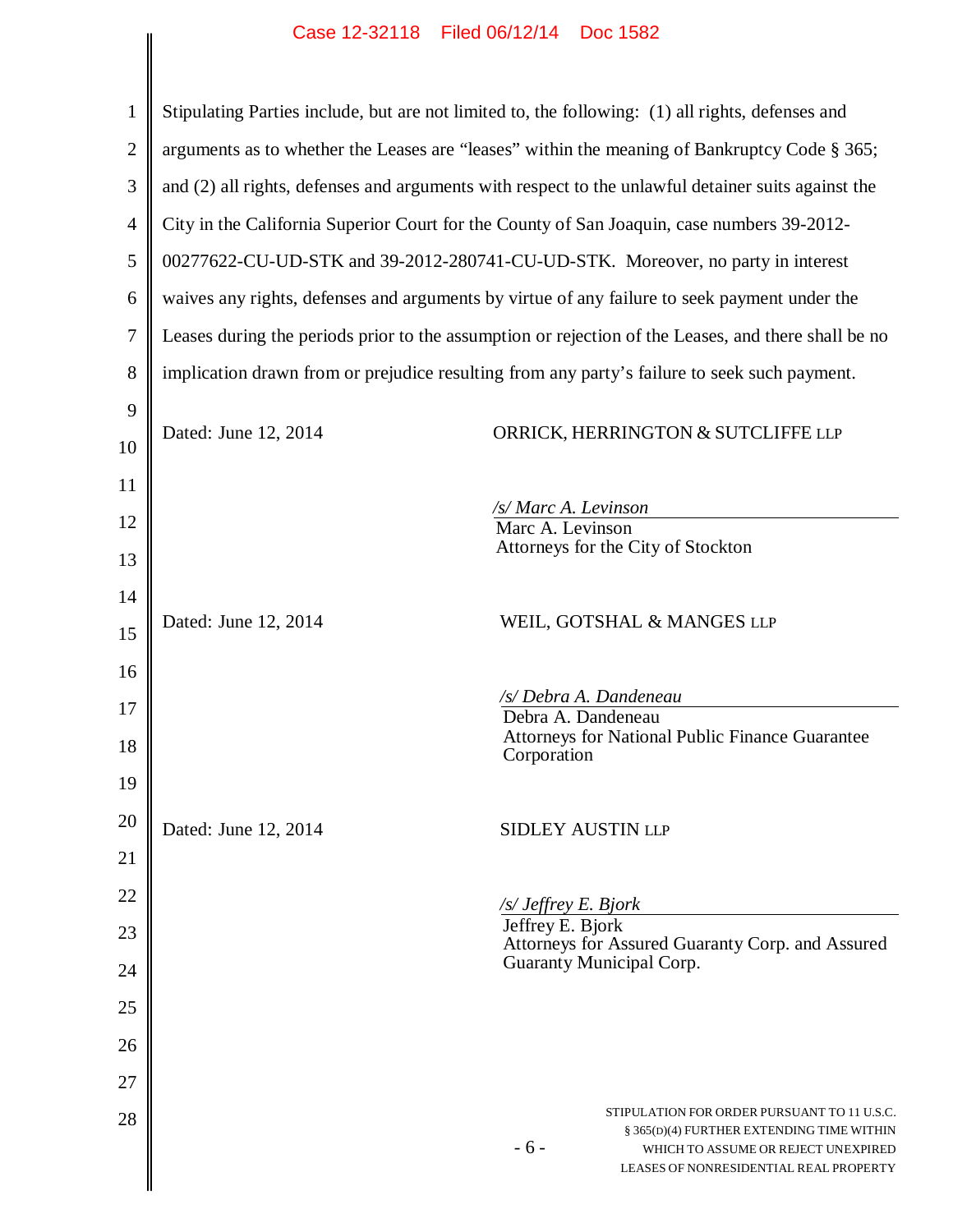Stipulating Parties include, but are not limited to, the following: (1) all rights, defenses and arguments as to whether the Leases are "leases" within the meaning of Bankruptcy Code § 365; and (2) all rights, defenses and arguments with respect to the unlawful detainer suits against the City in the California Superior Court for the County of San Joaquin, case numbers 39-2012-00277622-CU-UD-STK and 39-2012-280741-CU-UD-STK. Moreover, no party in interest waives any rights, defenses and arguments by virtue of any failure to seek payment under the Leases during the periods prior to the assumption or rejection of the Leases, and there shall be no implication drawn from or prejudice resulting from any party's failure to seek such payment.

Dated: June 12, 2014

ORRICK, HERRINGTON & SUTCLIFFE LLP

*/s/ Marc A. Levinson*
Marc A. Levinson
Attorneys for the City of Stockton

Dated: June 12, 2014

WEIL, GOTSHAL & MANGES LLP

*/s/ Debra A. Dandeneau*
Debra A. Dandeneau
Attorneys for National Public Finance Guarantee Corporation

Dated: June 12, 2014

SIDLEY AUSTIN LLP

*/s/ Jeffrey E. Bjork*
Jeffrey E. Bjork
Attorneys for Assured Guaranty Corp. and Assured Guaranty Municipal Corp.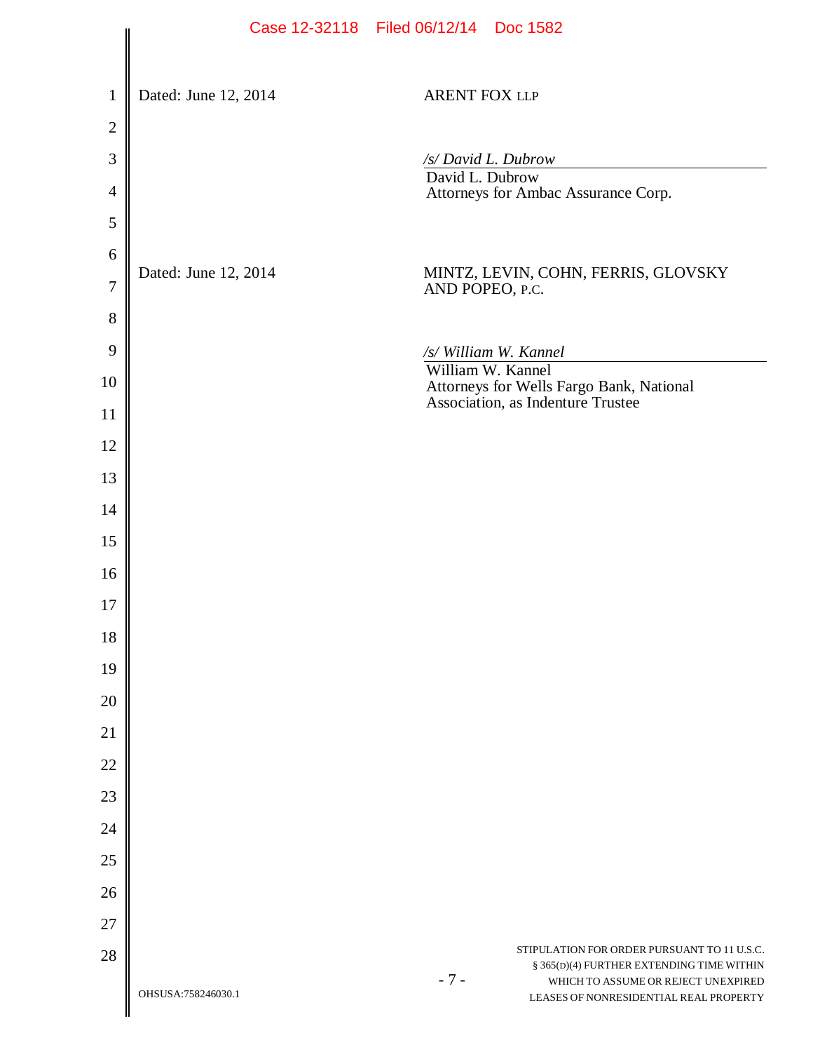Dated: June 12, 2014

ARENT FOX LLP

*/s/ David L. Dubrow*
David L. Dubrow
Attorneys for Ambac Assurance Corp.

Dated: June 12, 2014

MINTZ, LEVIN, COHN, FERRIS, GLOVSKY AND POPEO, P.C.

*/s/ William W. Kannel*
William W. Kannel
Attorneys for Wells Fargo Bank, National Association, as Indenture Trustee